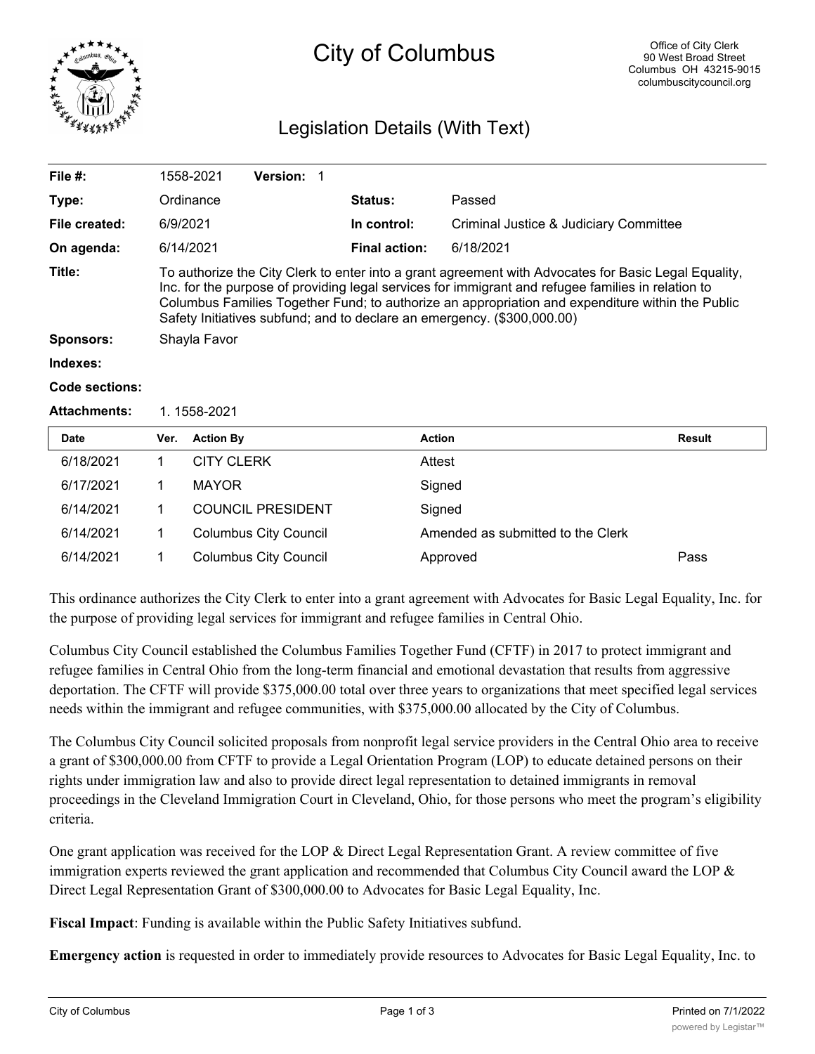# City of Columbus

Office of City Clerk
90 West Broad Street
Columbus OH 43215-9015
columbuscitycouncil.org

## Legislation Details (With Text)

| | | | |
|---|---|---|---|
| **File #:** | 1558-2021 **Version:** 1 | | |
| **Type:** | Ordinance | **Status:** | Passed |
| **File created:** | 6/9/2021 | **In control:** | Criminal Justice & Judiciary Committee |
| **On agenda:** | 6/14/2021 | **Final action:** | 6/18/2021 |

**Title:** To authorize the City Clerk to enter into a grant agreement with Advocates for Basic Legal Equality, Inc. for the purpose of providing legal services for immigrant and refugee families in relation to Columbus Families Together Fund; to authorize an appropriation and expenditure within the Public Safety Initiatives subfund; and to declare an emergency. ($300,000.00)

**Sponsors:** Shayla Favor

**Indexes:**

**Code sections:**

**Attachments:** 1. 1558-2021

| Date | Ver. | Action By | Action | Result |
|---|---|---|---|---|
| 6/18/2021 | 1 | CITY CLERK | Attest | |
| 6/17/2021 | 1 | MAYOR | Signed | |
| 6/14/2021 | 1 | COUNCIL PRESIDENT | Signed | |
| 6/14/2021 | 1 | Columbus City Council | Amended as submitted to the Clerk | |
| 6/14/2021 | 1 | Columbus City Council | Approved | Pass |

This ordinance authorizes the City Clerk to enter into a grant agreement with Advocates for Basic Legal Equality, Inc. for the purpose of providing legal services for immigrant and refugee families in Central Ohio.

Columbus City Council established the Columbus Families Together Fund (CFTF) in 2017 to protect immigrant and refugee families in Central Ohio from the long-term financial and emotional devastation that results from aggressive deportation. The CFTF will provide $375,000.00 total over three years to organizations that meet specified legal services needs within the immigrant and refugee communities, with $375,000.00 allocated by the City of Columbus.

The Columbus City Council solicited proposals from nonprofit legal service providers in the Central Ohio area to receive a grant of $300,000.00 from CFTF to provide a Legal Orientation Program (LOP) to educate detained persons on their rights under immigration law and also to provide direct legal representation to detained immigrants in removal proceedings in the Cleveland Immigration Court in Cleveland, Ohio, for those persons who meet the program's eligibility criteria.

One grant application was received for the LOP & Direct Legal Representation Grant. A review committee of five immigration experts reviewed the grant application and recommended that Columbus City Council award the LOP & Direct Legal Representation Grant of $300,000.00 to Advocates for Basic Legal Equality, Inc.

**Fiscal Impact**: Funding is available within the Public Safety Initiatives subfund.

**Emergency action** is requested in order to immediately provide resources to Advocates for Basic Legal Equality, Inc. to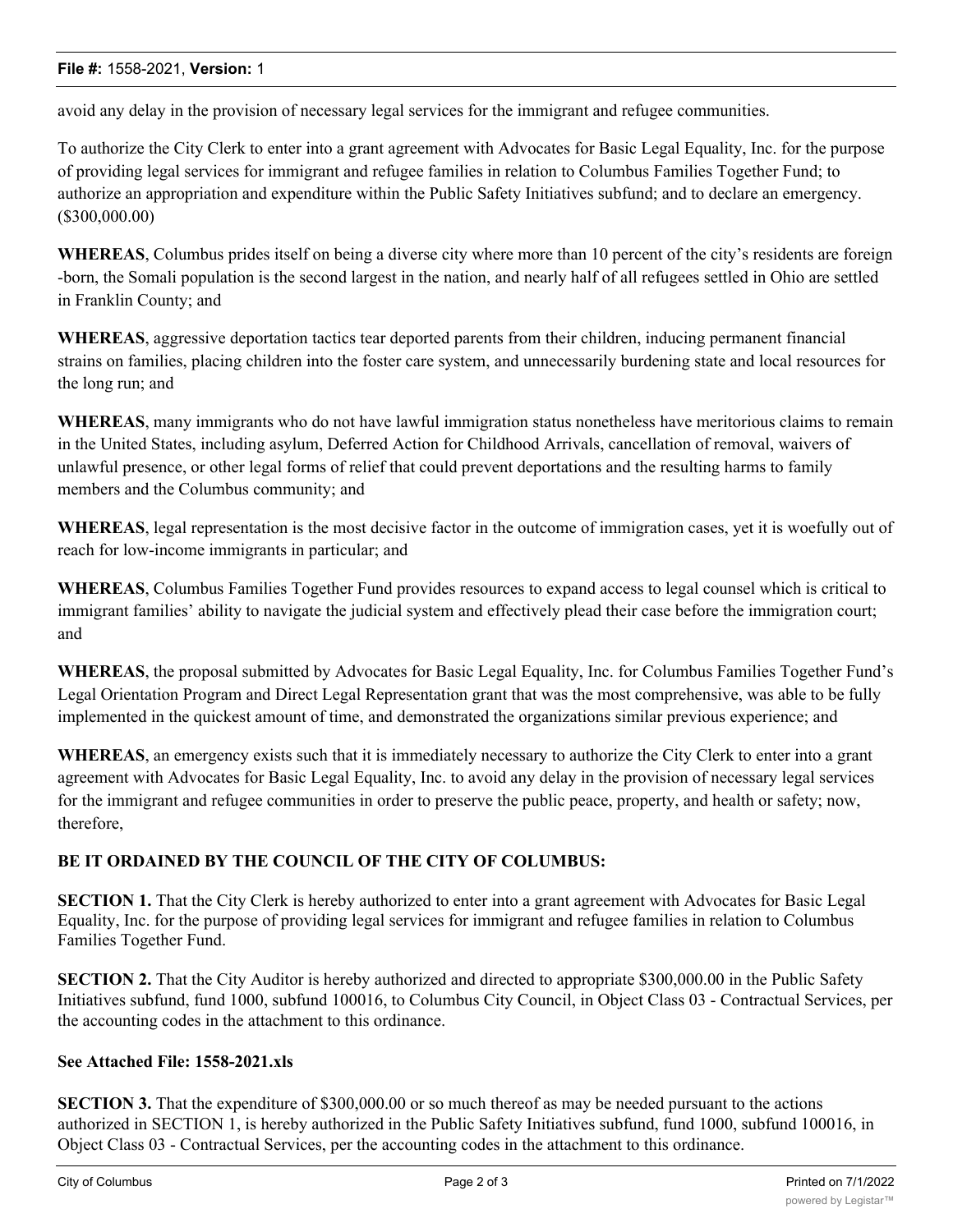avoid any delay in the provision of necessary legal services for the immigrant and refugee communities.

To authorize the City Clerk to enter into a grant agreement with Advocates for Basic Legal Equality, Inc. for the purpose of providing legal services for immigrant and refugee families in relation to Columbus Families Together Fund; to authorize an appropriation and expenditure within the Public Safety Initiatives subfund; and to declare an emergency. ($300,000.00)

**WHEREAS**, Columbus prides itself on being a diverse city where more than 10 percent of the city's residents are foreign-born, the Somali population is the second largest in the nation, and nearly half of all refugees settled in Ohio are settled in Franklin County; and

**WHEREAS**, aggressive deportation tactics tear deported parents from their children, inducing permanent financial strains on families, placing children into the foster care system, and unnecessarily burdening state and local resources for the long run; and

**WHEREAS**, many immigrants who do not have lawful immigration status nonetheless have meritorious claims to remain in the United States, including asylum, Deferred Action for Childhood Arrivals, cancellation of removal, waivers of unlawful presence, or other legal forms of relief that could prevent deportations and the resulting harms to family members and the Columbus community; and

**WHEREAS**, legal representation is the most decisive factor in the outcome of immigration cases, yet it is woefully out of reach for low-income immigrants in particular; and

**WHEREAS**, Columbus Families Together Fund provides resources to expand access to legal counsel which is critical to immigrant families' ability to navigate the judicial system and effectively plead their case before the immigration court; and

**WHEREAS**, the proposal submitted by Advocates for Basic Legal Equality, Inc. for Columbus Families Together Fund's Legal Orientation Program and Direct Legal Representation grant that was the most comprehensive, was able to be fully implemented in the quickest amount of time, and demonstrated the organizations similar previous experience; and

**WHEREAS**, an emergency exists such that it is immediately necessary to authorize the City Clerk to enter into a grant agreement with Advocates for Basic Legal Equality, Inc. to avoid any delay in the provision of necessary legal services for the immigrant and refugee communities in order to preserve the public peace, property, and health or safety; now, therefore,

**BE IT ORDAINED BY THE COUNCIL OF THE CITY OF COLUMBUS:**

**SECTION 1.** That the City Clerk is hereby authorized to enter into a grant agreement with Advocates for Basic Legal Equality, Inc. for the purpose of providing legal services for immigrant and refugee families in relation to Columbus Families Together Fund.

**SECTION 2.** That the City Auditor is hereby authorized and directed to appropriate $300,000.00 in the Public Safety Initiatives subfund, fund 1000, subfund 100016, to Columbus City Council, in Object Class 03 - Contractual Services, per the accounting codes in the attachment to this ordinance.

**See Attached File: 1558-2021.xls**

**SECTION 3.** That the expenditure of $300,000.00 or so much thereof as may be needed pursuant to the actions authorized in SECTION 1, is hereby authorized in the Public Safety Initiatives subfund, fund 1000, subfund 100016, in Object Class 03 - Contractual Services, per the accounting codes in the attachment to this ordinance.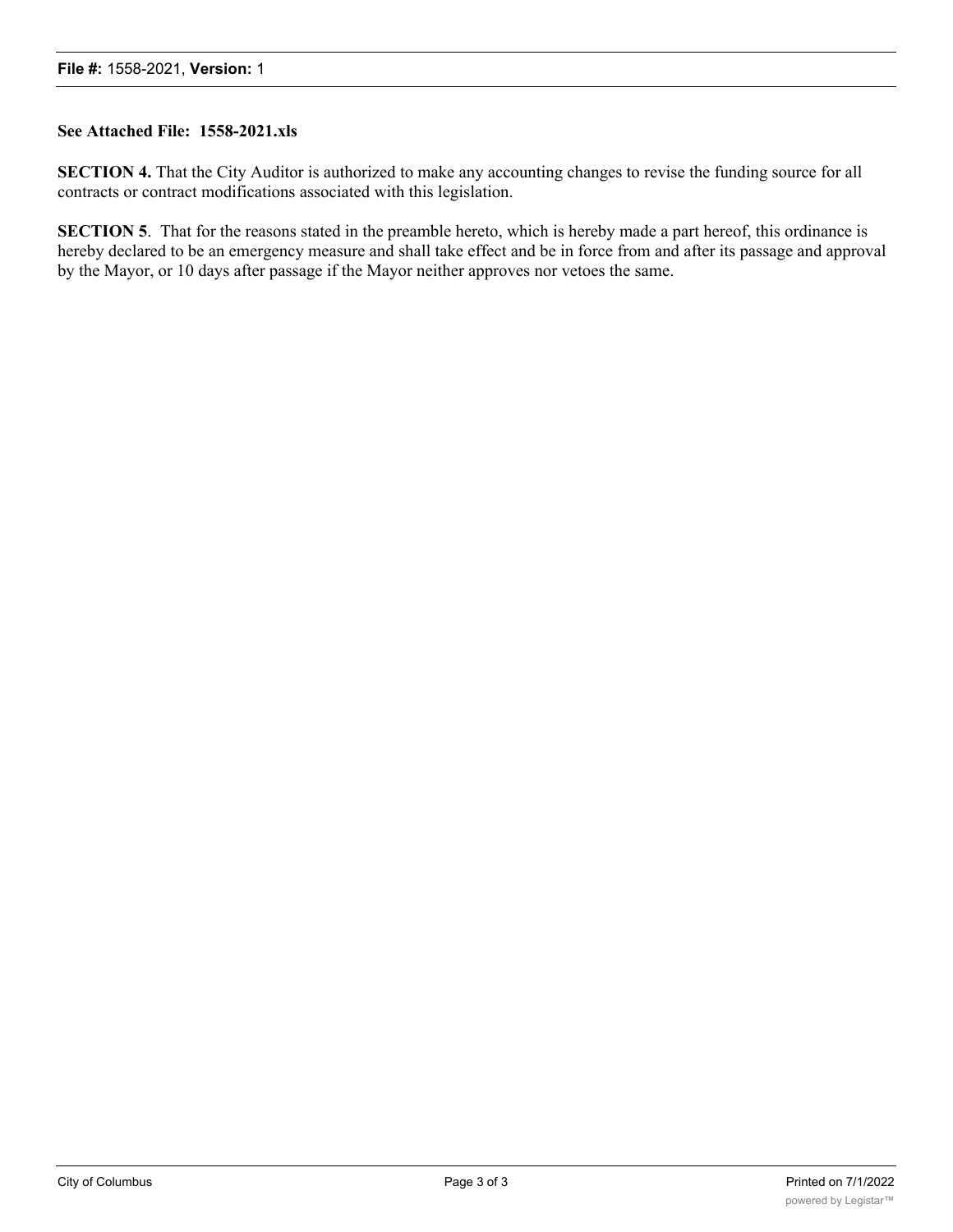**See Attached File: 1558-2021.xls**

**SECTION 4.** That the City Auditor is authorized to make any accounting changes to revise the funding source for all contracts or contract modifications associated with this legislation.

**SECTION 5**. That for the reasons stated in the preamble hereto, which is hereby made a part hereof, this ordinance is hereby declared to be an emergency measure and shall take effect and be in force from and after its passage and approval by the Mayor, or 10 days after passage if the Mayor neither approves nor vetoes the same.